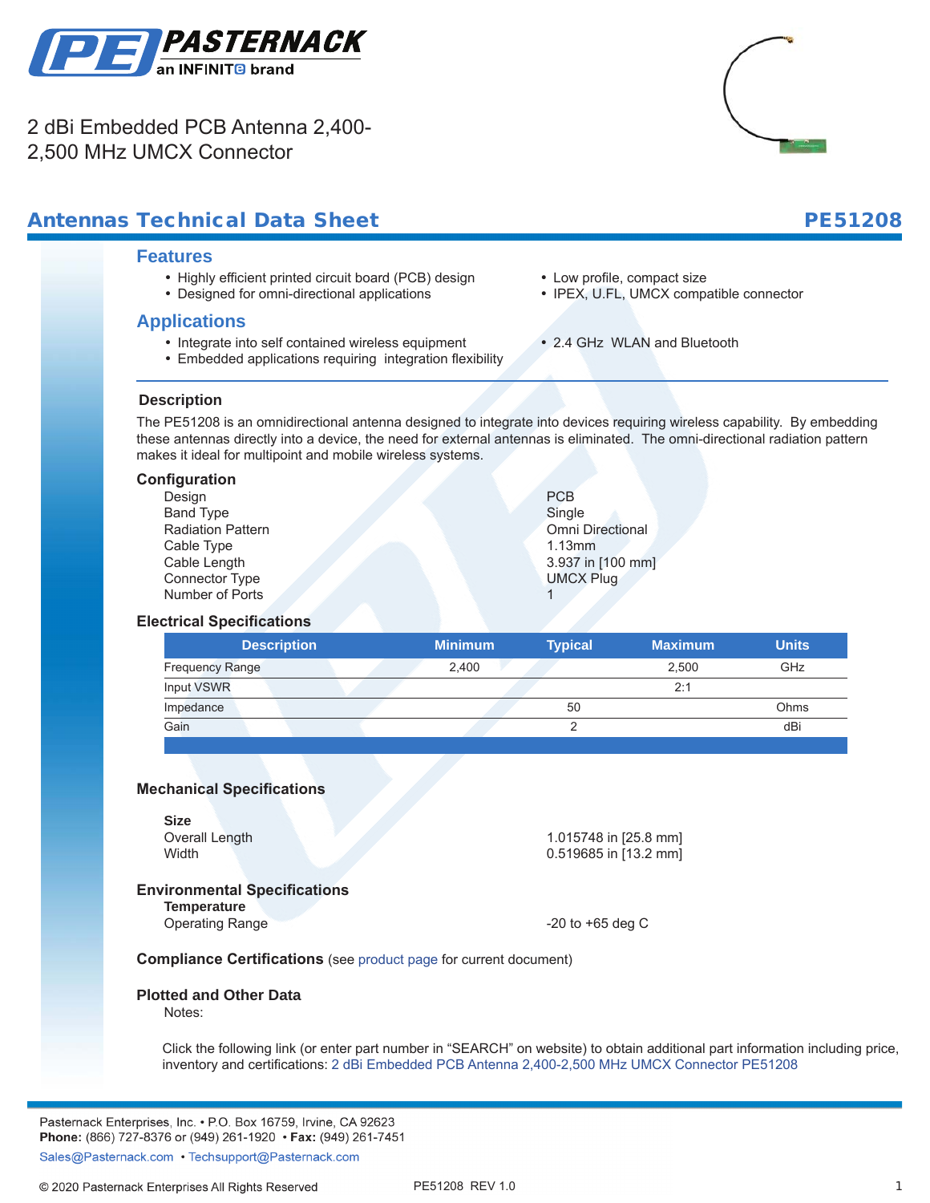# 2 dBi Embedded PCB Antenna 2,400-2,500 MHz UMCX Connector

## Antennas Technical Data Sheet

**PE51208**

### Features

- Highly efficient printed circuit board (PCB) design
- Designed for omni-directional applications
- Low profile, compact size
- IPEX, U.FL, UMCX compatible connector

### Applications

- Integrate into self contained wireless equipment
- Embedded applications requiring integration flexibility
- 2.4 GHz WLAN and Bluetooth

### Description

The PE51208 is an omnidirectional antenna designed to integrate into devices requiring wireless capability. By embedding these antennas directly into a device, the need for external antennas is eliminated. The omni-directional radiation pattern makes it ideal for multipoint and mobile wireless systems.

### Configuration

| | |
|---|---|
| Design | PCB |
| Band Type | Single |
| Radiation Pattern | Omni Directional |
| Cable Type | 1.13mm |
| Cable Length | 3.937 in [100 mm] |
| Connector Type | UMCX Plug |
| Number of Ports | 1 |

### Electrical Specifications

| Description | Minimum | Typical | Maximum | Units |
|---|---|---|---|---|
| Frequency Range | 2,400 | | 2,500 | GHz |
| Input VSWR | | | 2:1 | |
| Impedance | | 50 | | Ohms |
| Gain | | 2 | | dBi |

### Mechanical Specifications

**Size**

| | |
|---|---|
| Overall Length | 1.015748 in [25.8 mm] |
| Width | 0.519685 in [13.2 mm] |

### Environmental Specifications

**Temperature**

| | |
|---|---|
| Operating Range | -20 to +65 deg C |

**Compliance Certifications** (see product page for current document)

### Plotted and Other Data

Notes:

Click the following link (or enter part number in "SEARCH" on website) to obtain additional part information including price, inventory and certifications: 2 dBi Embedded PCB Antenna 2,400-2,500 MHz UMCX Connector PE51208

Pasternack Enterprises, Inc. • P.O. Box 16759, Irvine, CA 92623
**Phone:** (866) 727-8376 or (949) 261-1920 • **Fax:** (949) 261-7451
Sales@Pasternack.com • Techsupport@Pasternack.com

© 2020 Pasternack Enterprises All Rights Reserved PE51208 REV 1.0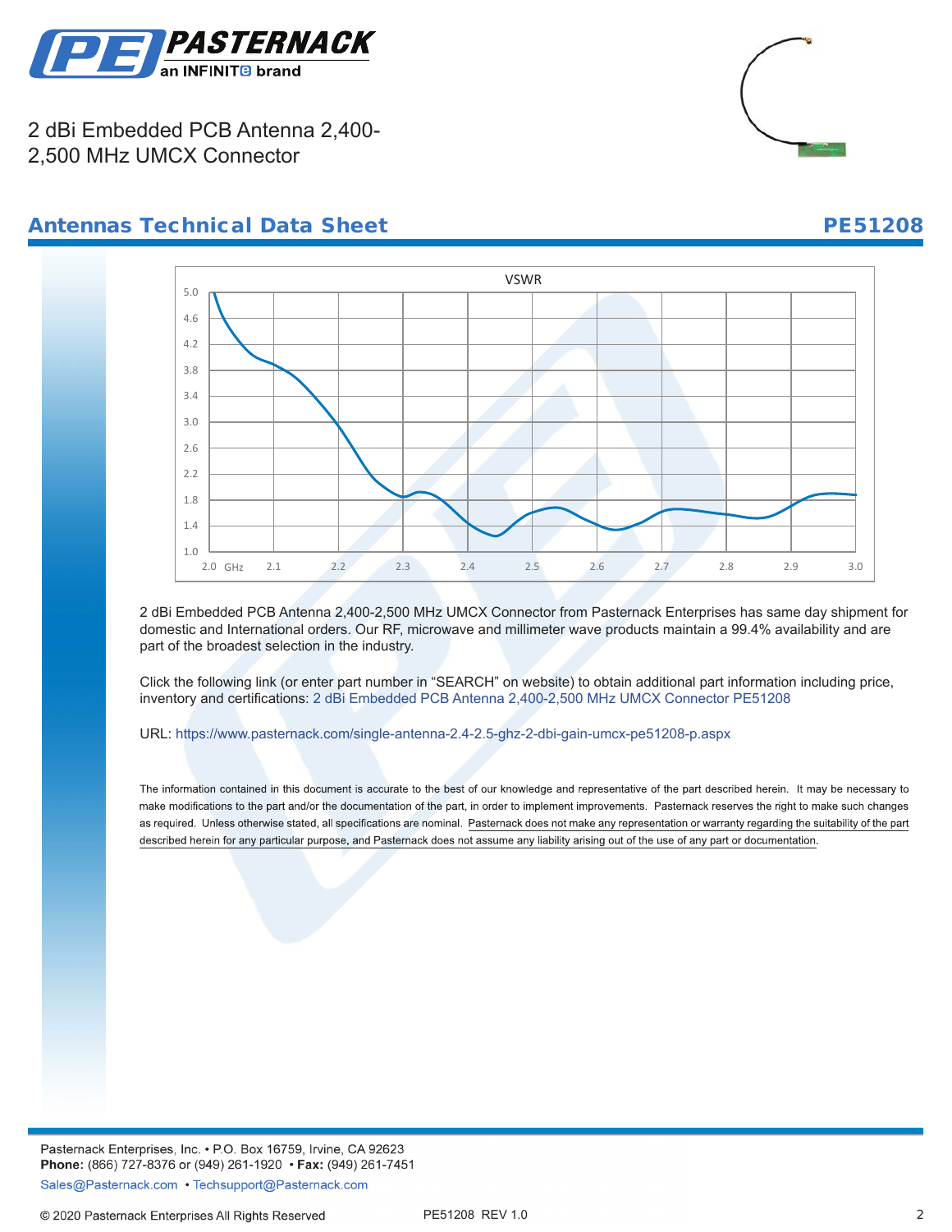2 dBi Embedded PCB Antenna 2,400-2,500 MHz UMCX Connector

## Antennas Technical Data Sheet

**PE51208**

VSWR

2 dBi Embedded PCB Antenna 2,400-2,500 MHz UMCX Connector from Pasternack Enterprises has same day shipment for domestic and International orders. Our RF, microwave and millimeter wave products maintain a 99.4% availability and are part of the broadest selection in the industry.

Click the following link (or enter part number in "SEARCH" on website) to obtain additional part information including price, inventory and certifications: 2 dBi Embedded PCB Antenna 2,400-2,500 MHz UMCX Connector PE51208

URL: https://www.pasternack.com/single-antenna-2.4-2.5-ghz-2-dbi-gain-umcx-pe51208-p.aspx

The information contained in this document is accurate to the best of our knowledge and representative of the part described herein. It may be necessary to make modifications to the part and/or the documentation of the part, in order to implement improvements. Pasternack reserves the right to make such changes as required. Unless otherwise stated, all specifications are nominal. Pasternack does not make any representation or warranty regarding the suitability of the part described herein for any particular purpose, and Pasternack does not assume any liability arising out of the use of any part or documentation.

Pasternack Enterprises, Inc. • P.O. Box 16759, Irvine, CA 92623
**Phone:** (866) 727-8376 or (949) 261-1920 • **Fax:** (949) 261-7451
Sales@Pasternack.com • Techsupport@Pasternack.com

© 2020 Pasternack Enterprises All Rights Reserved PE51208 REV 1.0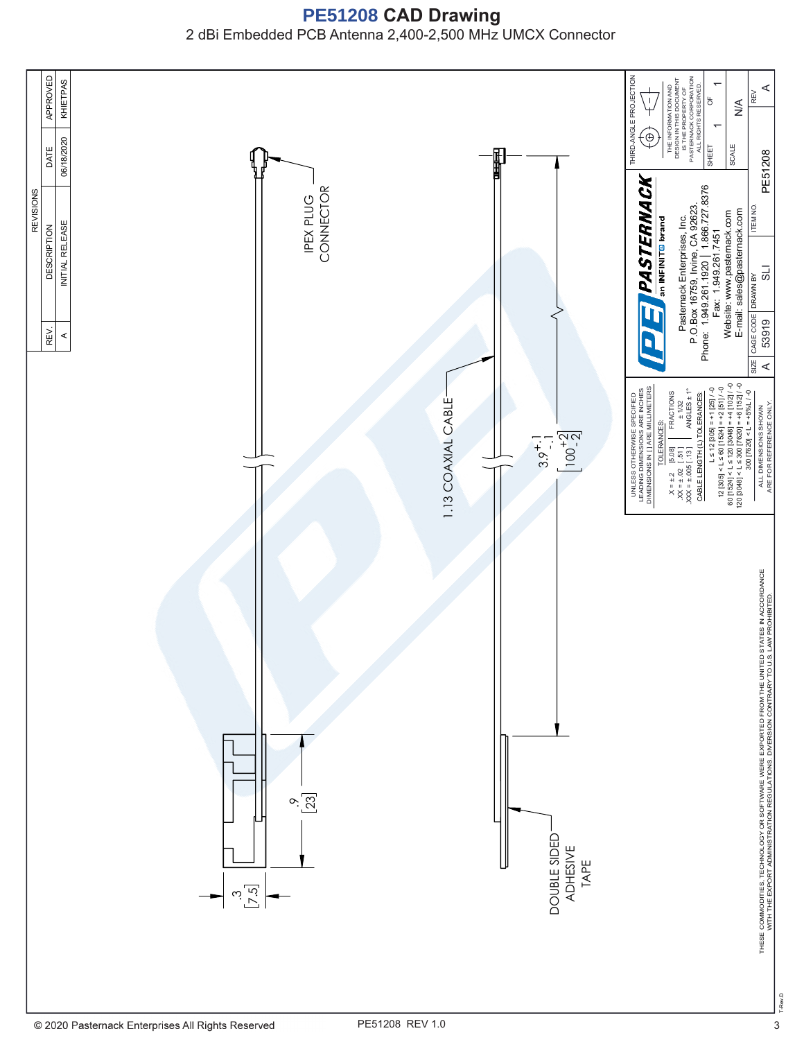# PE51208 CAD Drawing

2 dBi Embedded PCB Antenna 2,400-2,500 MHz UMCX Connector

| REV. | DESCRIPTION | DATE | APPROVED |
|---|---|---|---|
| A | INITIAL RELEASE | 06/18/2020 | KHIETPAS |

REVISIONS

IPEX PLUG CONNECTOR

1.13 COAXIAL CABLE

$3.9^{+.1}_{-.1}$

$[100^{+2}_{-2}]$

.9 [23]

.3 [7.5]

DOUBLE SIDED ADHESIVE TAPE

UNLESS OTHERWISE SPECIFIED LEADING DIMENSIONS ARE INCHES DIMENSIONS IN [ ] ARE MILLIMETERS

TOLERANCES:

X = ± 2 [5.08]
XX = ± .02 [.51]
XXX = ± .005 [.13]

FRACTIONS ± 1/32
ANGLES ± 1°

CABLE LENGTH (L) TOLERANCES:

L ≤ 12 [305] = +1 [25] / -0
12 [305] < L ≤ 60 [1524] = +2 [51] / -0
60 [1524] < L ≤ 120 [3048] = +4 [102] / -0
120 [3048] < L ≤ 300 [7620] = +6 [152] / -0
300 [7620] < L = +5%L / -0

ALL DIMENSIONS SHOWN ARE FOR REFERENCE ONLY.

PASTERNACK an INFINITE brand

Pasternack Enterprises, Inc.
P.O.Box 16759, Irvine, CA 92623.
Phone: 1.949.261.1920 | 1.866.727.8376
Fax: 1.949.261.7451
Website: www.pasternack.com
E-mail: sales@pasternack.com

THIRD-ANGLE PROJECTION

THE INFORMATION AND DESIGN IN THIS DOCUMENT IS THE PROPERTY OF PASTERNACK CORPORATION ALL RIGHTS RESERVED.

| SIZE | CAGE CODE | DRAWN BY | ITEM NO. | REV |
|---|---|---|---|---|
| A | 53919 | SLI | PE51208 | A |

SHEET 1 OF 1

SCALE N/A

THESE COMMODITIES, TECHNOLOGY OR SOFTWARE WERE EXPORTED FROM THE UNITED STATES IN ACCORDANCE WITH THE EXPORT ADMINISTRATION REGULATIONS. DIVERSION CONTRARY TO U.S. LAW PROHIBITED.

T-Rev.D

© 2020 Pasternack Enterprises All Rights Reserved

PE51208 REV 1.0